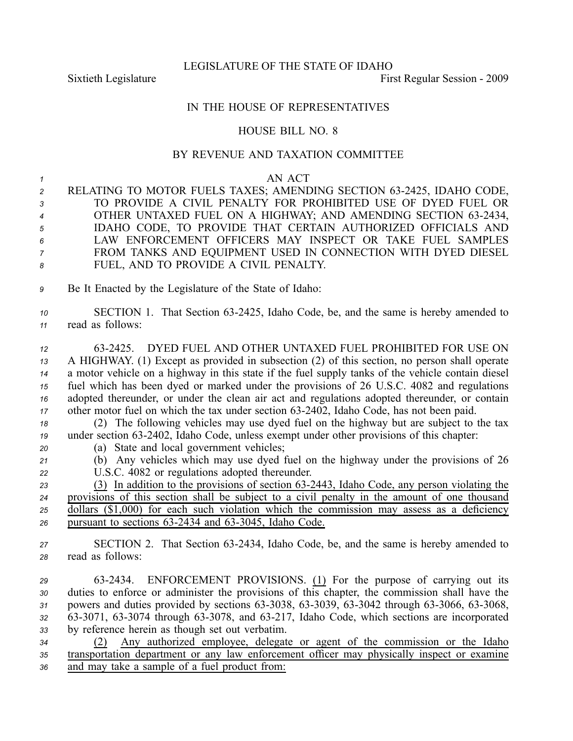LEGISLATURE OF THE STATE OF IDAHO

Sixtieth Legislature First Regular Session - 2009

IN THE HOUSE OF REPRESENTATIVES

HOUSE BILL NO. 8

BY REVENUE AND TAXATION COMMITTEE

AN ACT

RELATING TO MOTOR FUELS TAXES; AMENDING SECTION 63-2425, IDAHO CODE, TO PROVIDE A CIVIL PENALTY FOR PROHIBITED USE OF DYED FUEL OR OTHER UNTAXED FUEL ON A HIGHWAY; AND AMENDING SECTION 63-2434, IDAHO CODE, TO PROVIDE THAT CERTAIN AUTHORIZED OFFICIALS AND LAW ENFORCEMENT OFFICERS MAY INSPECT OR TAKE FUEL SAMPLES FROM TANKS AND EQUIPMENT USED IN CONNECTION WITH DYED DIESEL FUEL, AND TO PROVIDE A CIVIL PENALTY.

Be It Enacted by the Legislature of the State of Idaho:

SECTION 1. That Section 63-2425, Idaho Code, be, and the same is hereby amended to read as follows:

63-2425. DYED FUEL AND OTHER UNTAXED FUEL PROHIBITED FOR USE ON A HIGHWAY. (1) Except as provided in subsection (2) of this section, no person shall operate a motor vehicle on a highway in this state if the fuel supply tanks of the vehicle contain diesel fuel which has been dyed or marked under the provisions of 26 U.S.C. 4082 and regulations adopted thereunder, or under the clean air act and regulations adopted thereunder, or contain other motor fuel on which the tax under section 63-2402, Idaho Code, has not been paid.

(2) The following vehicles may use dyed fuel on the highway but are subject to the tax under section 63-2402, Idaho Code, unless exempt under other provisions of this chapter:

(a) State and local government vehicles;

(b) Any vehicles which may use dyed fuel on the highway under the provisions of 26 U.S.C. 4082 or regulations adopted thereunder.

(3) In addition to the provisions of section 63-2443, Idaho Code, any person violating the provisions of this section shall be subject to a civil penalty in the amount of one thousand dollars ($1,000) for each such violation which the commission may assess as a deficiency pursuant to sections 63-2434 and 63-3045, Idaho Code.

SECTION 2. That Section 63-2434, Idaho Code, be, and the same is hereby amended to read as follows:

63-2434. ENFORCEMENT PROVISIONS. (1) For the purpose of carrying out its duties to enforce or administer the provisions of this chapter, the commission shall have the powers and duties provided by sections 63-3038, 63-3039, 63-3042 through 63-3066, 63-3068, 63-3071, 63-3074 through 63-3078, and 63-217, Idaho Code, which sections are incorporated by reference herein as though set out verbatim.

(2) Any authorized employee, delegate or agent of the commission or the Idaho transportation department or any law enforcement officer may physically inspect or examine and may take a sample of a fuel product from: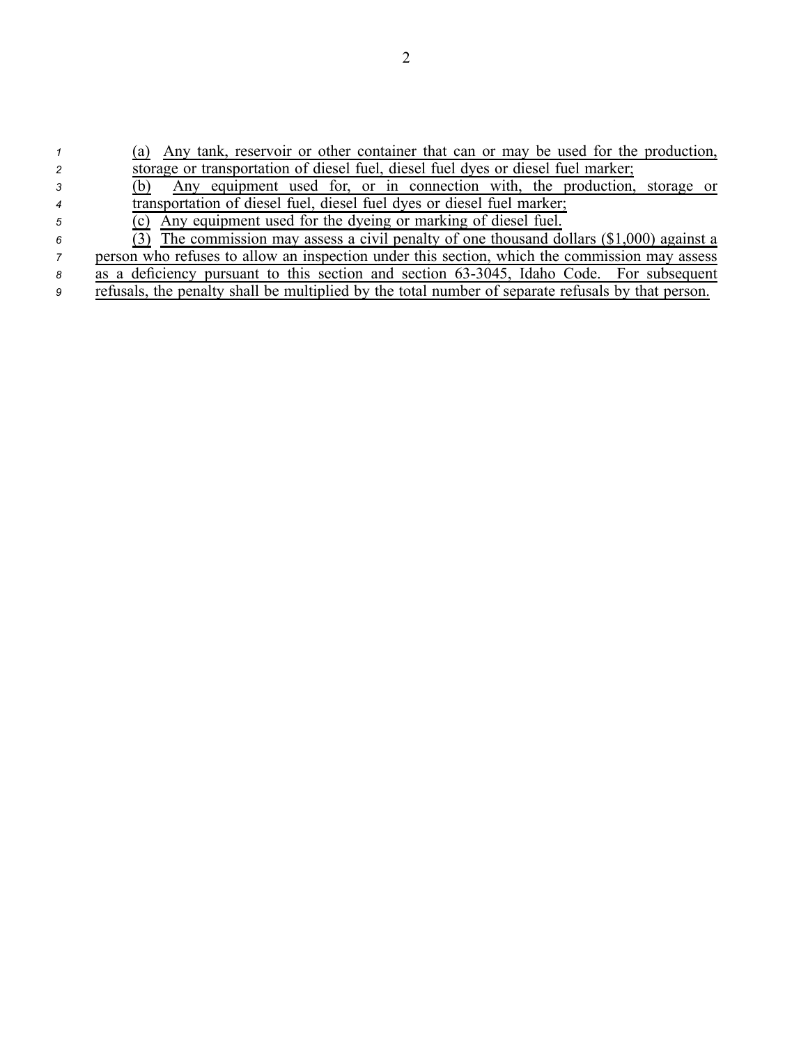(a) Any tank, reservoir or other container that can or may be used for the production, storage or transportation of diesel fuel, diesel fuel dyes or diesel fuel marker;

(b) Any equipment used for, or in connection with, the production, storage or transportation of diesel fuel, diesel fuel dyes or diesel fuel marker;

(c) Any equipment used for the dyeing or marking of diesel fuel.

(3) The commission may assess a civil penalty of one thousand dollars ($1,000) against a person who refuses to allow an inspection under this section, which the commission may assess as a deficiency pursuant to this section and section 63-3045, Idaho Code. For subsequent refusals, the penalty shall be multiplied by the total number of separate refusals by that person.